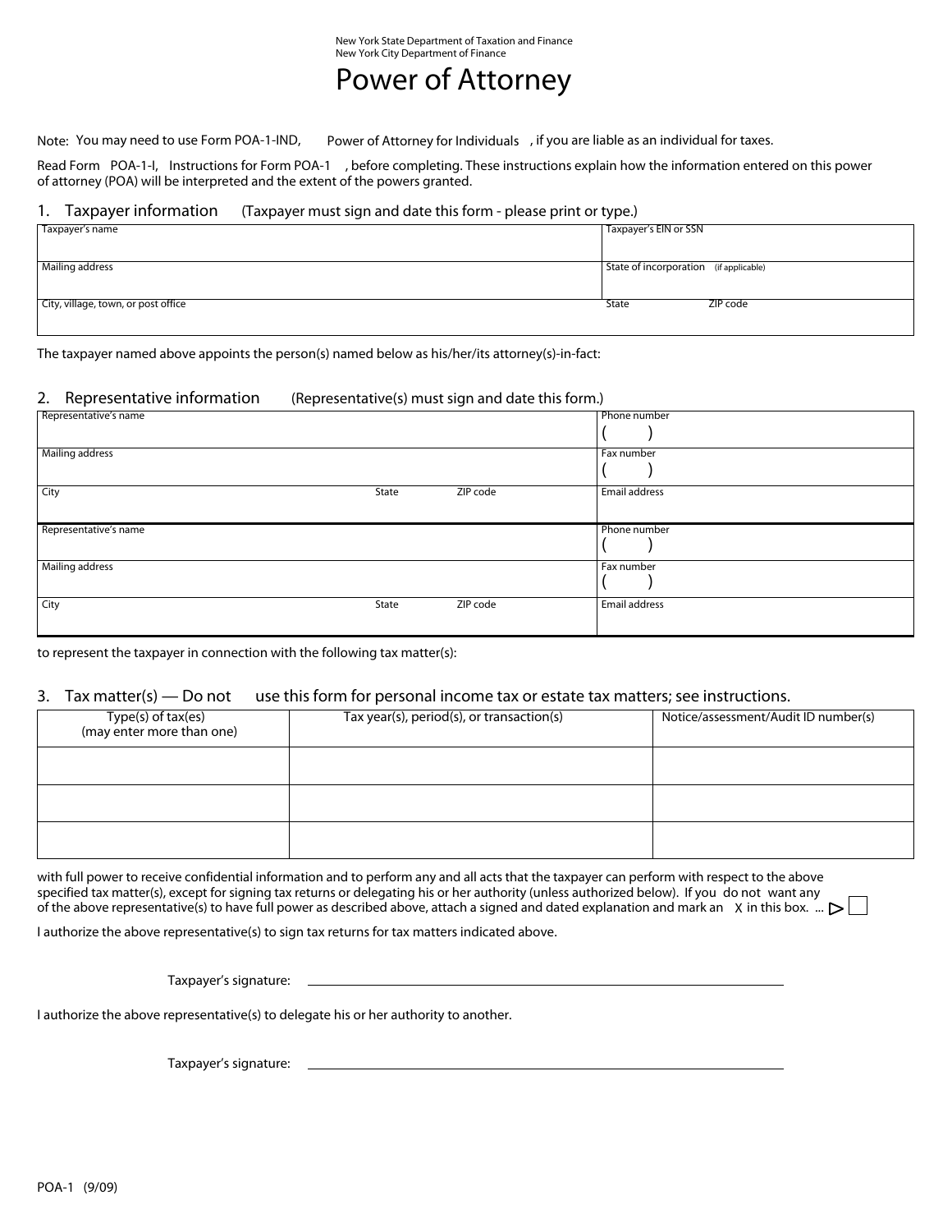New York State Department of Taxation and Finance
New York City Department of Finance

# Power of Attorney

Note: You may need to use Form POA-1-IND, *Power of Attorney for Individuals*, if you are liable as an individual for taxes.

Read Form POA-1-I, *Instructions for Form POA-1*, before completing. These instructions explain how the information entered on this power of attorney (POA) will be interpreted and the extent of the powers granted.

## 1. Taxpayer information (Taxpayer must sign and date this form - please print or type.)

| Taxpayer's name | | | Taxpayer's EIN or SSN |
|---|---|---|---|
| Mailing address | | | State of incorporation (if applicable) |
| City, village, town, or post office | State | ZIP code | |

The taxpayer named above appoints the person(s) named below as his/her/its attorney(s)-in-fact:

## 2. Representative information (Representative(s) must sign and date this form.)

| Representative's name | | | Phone number ( ) |
|---|---|---|---|
| Mailing address | | | Fax number ( ) |
| City | State | ZIP code | Email address |
| Representative's name | | | Phone number ( ) |
| Mailing address | | | Fax number ( ) |
| City | State | ZIP code | Email address |

to represent the taxpayer in connection with the following tax matter(s):

## 3. Tax matter(s) — Do not use this form for personal income tax or estate tax matters; see instructions.

| Type(s) of tax(es) (may enter more than one) | Tax year(s), period(s), or transaction(s) | Notice/assessment/Audit ID number(s) |
|---|---|---|
| | | |
| | | |
| | | |

with full power to receive confidential information and to perform any and all acts that the taxpayer can perform with respect to the above specified tax matter(s), except for signing tax returns or delegating his or her authority (unless authorized below). If you **do not** want any of the above representative(s) to have full power as described above, attach a signed and dated explanation and mark an X in this box. ... ☐

I authorize the above representative(s) to sign tax returns for tax matters indicated above.

Taxpayer's signature: ____________________

I authorize the above representative(s) to delegate his or her authority to another.

Taxpayer's signature: ____________________

POA-1 (9/09)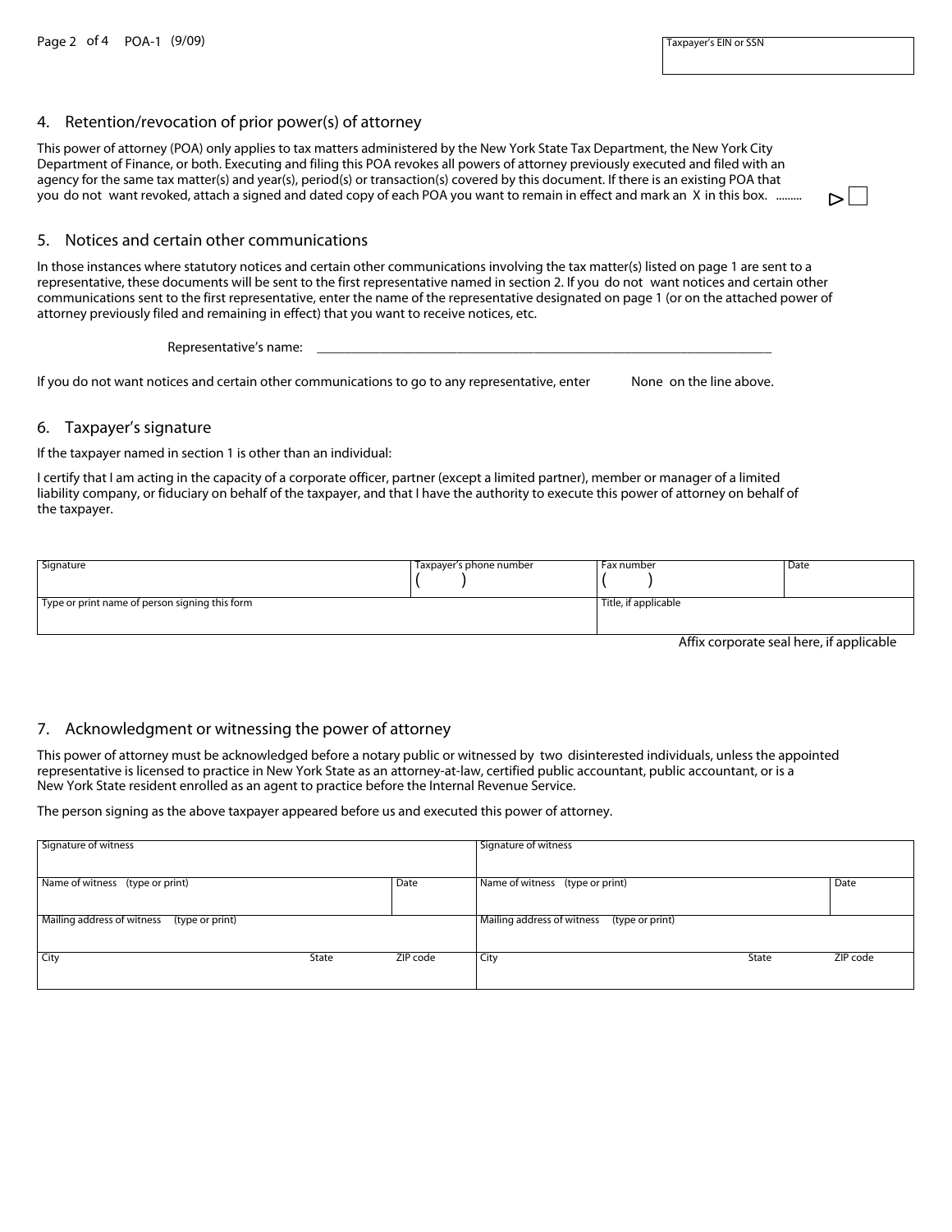| Taxpayer's EIN or SSN |
|---|
| |

## 4. Retention/revocation of prior power(s) of attorney

This power of attorney (POA) only applies to tax matters administered by the New York State Tax Department, the New York City Department of Finance, or both. Executing and filing this POA revokes all powers of attorney previously executed and filed with an agency for the same tax matter(s) and year(s), period(s) or transaction(s) covered by this document. If there is an existing POA that you do not want revoked, attach a signed and dated copy of each POA you want to remain in effect and mark an X in this box. ......... ☐

## 5. Notices and certain other communications

In those instances where statutory notices and certain other communications involving the tax matter(s) listed on page 1 are sent to a representative, these documents will be sent to the first representative named in section 2. If you do not want notices and certain other communications sent to the first representative, enter the name of the representative designated on page 1 (or on the attached power of attorney previously filed and remaining in effect) that you want to receive notices, etc.

Representative's name: ____________________________________________

If you do not want notices and certain other communications to go to any representative, enter None on the line above.

## 6. Taxpayer's signature

If the taxpayer named in section 1 is other than an individual:

I certify that I am acting in the capacity of a corporate officer, partner (except a limited partner), member or manager of a limited liability company, or fiduciary on behalf of the taxpayer, and that I have the authority to execute this power of attorney on behalf of the taxpayer.

| Signature | Taxpayer's phone number | Fax number | Date |
|---|---|---|---|
| | ( ) | ( ) | |
| Type or print name of person signing this form | | Title, if applicable | |
| | | | |

Affix corporate seal here, if applicable

## 7. Acknowledgment or witnessing the power of attorney

This power of attorney must be acknowledged before a notary public or witnessed by two disinterested individuals, unless the appointed representative is licensed to practice in New York State as an attorney-at-law, certified public accountant, public accountant, or is a New York State resident enrolled as an agent to practice before the Internal Revenue Service.

The person signing as the above taxpayer appeared before us and executed this power of attorney.

| Signature of witness | | | Signature of witness | | |
|---|---|---|---|---|---|
| Name of witness (type or print) | | Date | Name of witness (type or print) | | Date |
| Mailing address of witness (type or print) | | | Mailing address of witness (type or print) | | |
| City | State | ZIP code | City | State | ZIP code |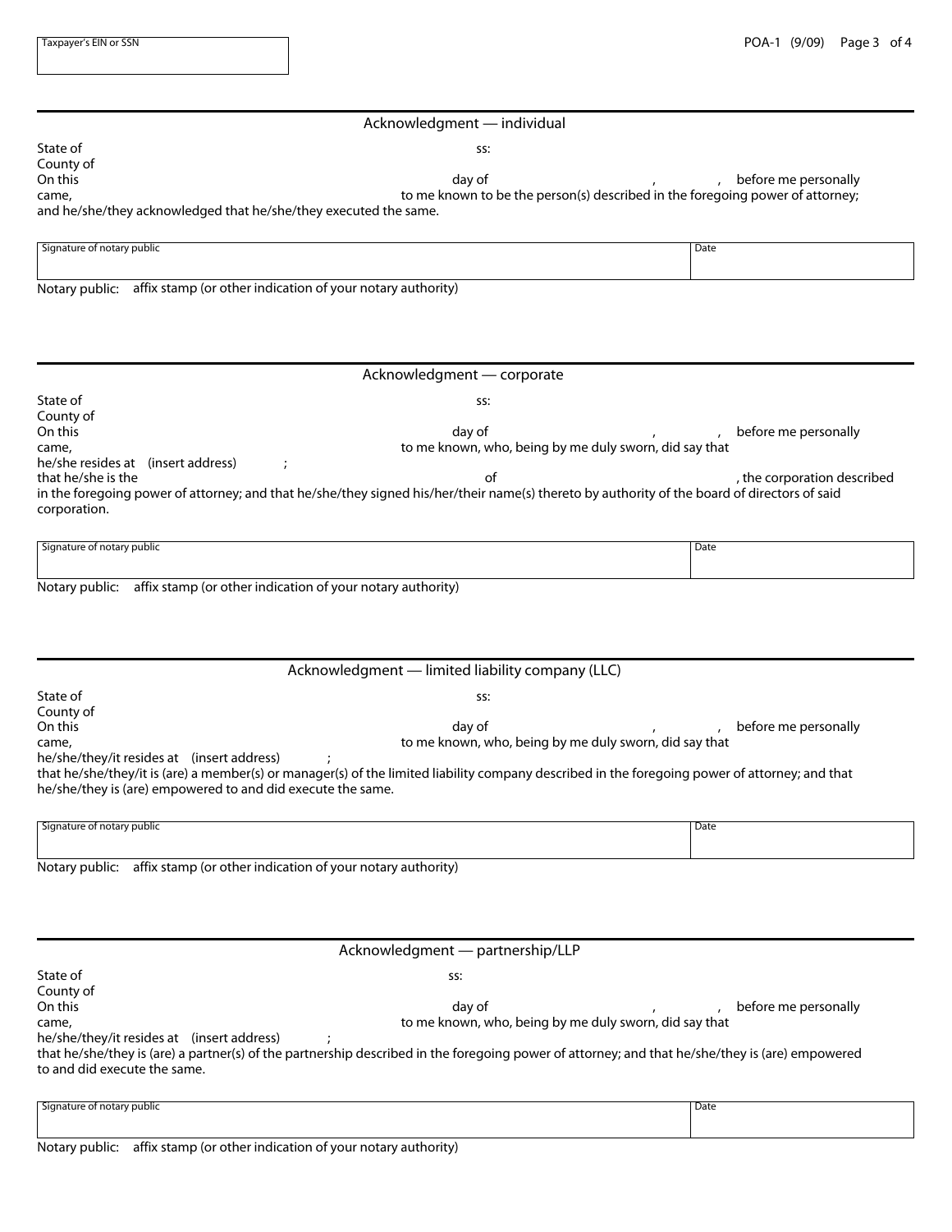| Taxpayer's EIN or SSN |
| --- |
| |

## Acknowledgment — individual

State of ss:
County of
On this day of , , before me personally came, to me known to be the person(s) described in the foregoing power of attorney; and he/she/they acknowledged that he/she/they executed the same.

| Signature of notary public | Date |
| --- | --- |
| | |

Notary public: affix stamp (or other indication of your notary authority)

## Acknowledgment — corporate

State of ss:
County of
On this day of , , before me personally came, to me known, who, being by me duly sworn, did say that he/she resides at (insert address) ;
that he/she is the of , the corporation described in the foregoing power of attorney; and that he/she/they signed his/her/their name(s) thereto by authority of the board of directors of said corporation.

| Signature of notary public | Date |
| --- | --- |
| | |

Notary public: affix stamp (or other indication of your notary authority)

## Acknowledgment — limited liability company (LLC)

State of ss:
County of
On this day of , , before me personally came, to me known, who, being by me duly sworn, did say that he/she/they/it resides at (insert address) ;
that he/she/they/it is (are) a member(s) or manager(s) of the limited liability company described in the foregoing power of attorney; and that he/she/they is (are) empowered to and did execute the same.

| Signature of notary public | Date |
| --- | --- |
| | |

Notary public: affix stamp (or other indication of your notary authority)

## Acknowledgment — partnership/LLP

State of ss:
County of
On this day of , , before me personally came, to me known, who, being by me duly sworn, did say that he/she/they/it resides at (insert address) ;
that he/she/they is (are) a partner(s) of the partnership described in the foregoing power of attorney; and that he/she/they is (are) empowered to and did execute the same.

| Signature of notary public | Date |
| --- | --- |
| | |

Notary public: affix stamp (or other indication of your notary authority)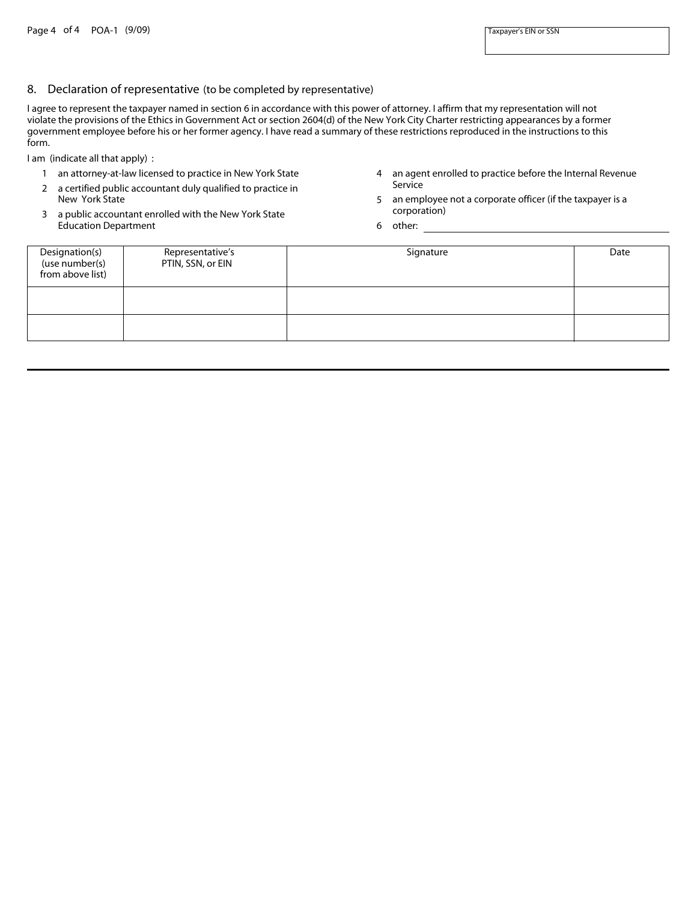Taxpayer's EIN or SSN

## 8. Declaration of representative (to be completed by representative)

I agree to represent the taxpayer named in section 6 in accordance with this power of attorney. I affirm that my representation will not violate the provisions of the Ethics in Government Act or section 2604(d) of the New York City Charter restricting appearances by a former government employee before his or her former agency. I have read a summary of these restrictions reproduced in the instructions to this form.

I am (indicate all that apply) :

1. an attorney-at-law licensed to practice in New York State
2. a certified public accountant duly qualified to practice in New York State
3. a public accountant enrolled with the New York State Education Department
4. an agent enrolled to practice before the Internal Revenue Service
5. an employee not a corporate officer (if the taxpayer is a corporation)
6. other: ______________________

| Designation(s) (use number(s) from above list) | Representative's PTIN, SSN, or EIN | Signature | Date |
|---|---|---|---|
| | | | |
| | | | |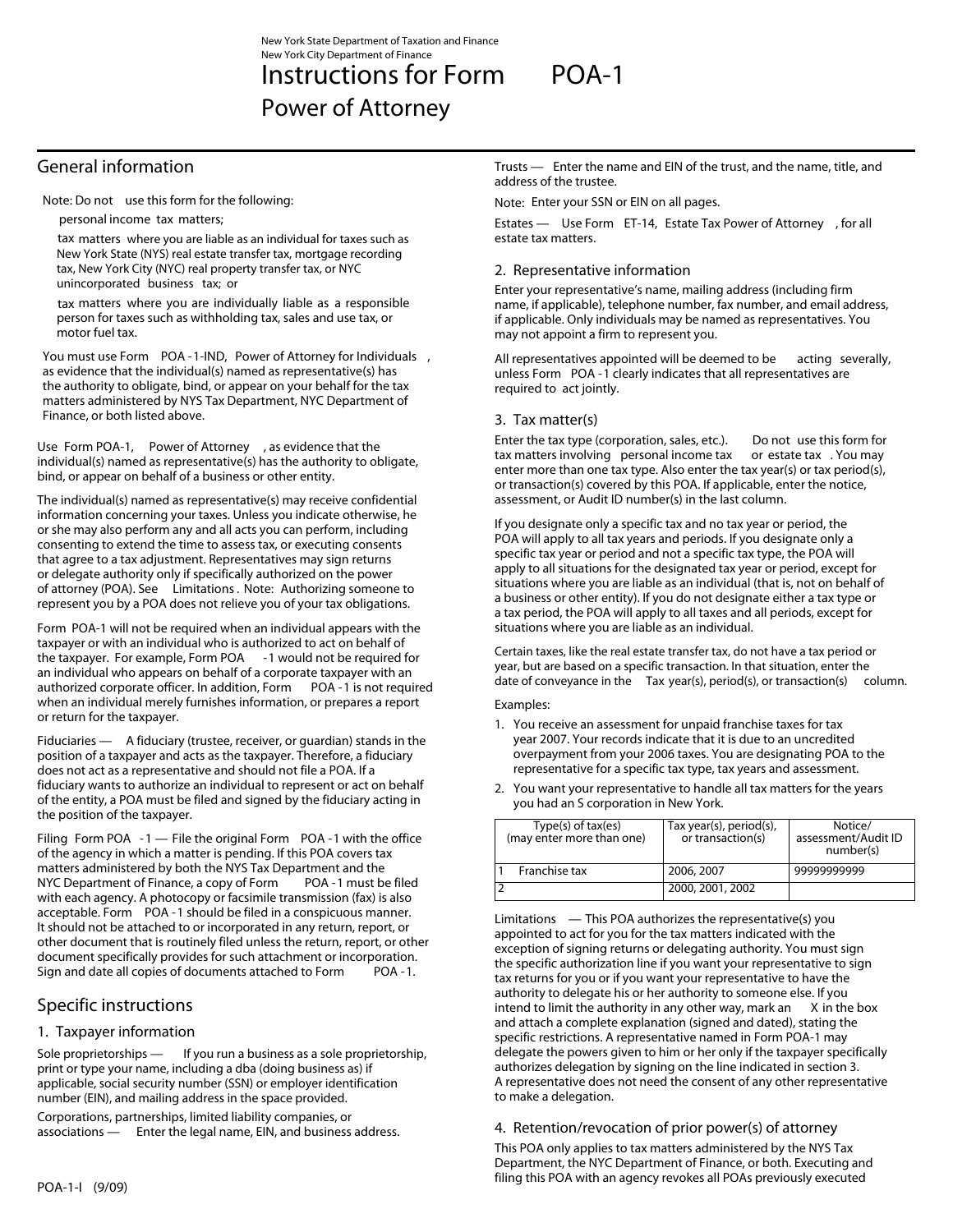New York State Department of Taxation and Finance
New York City Department of Finance

# Instructions for Form POA-1
# Power of Attorney

## General information

Note: Do not use this form for the following:

- personal income tax matters;
- tax matters where you are liable as an individual for taxes such as New York State (NYS) real estate transfer tax, mortgage recording tax, New York City (NYC) real property transfer tax, or NYC unincorporated business tax; or
- tax matters where you are individually liable as a responsible person for taxes such as withholding tax, sales and use tax, or motor fuel tax.

You must use Form POA-1-IND, *Power of Attorney for Individuals*, as evidence that the individual(s) named as representative(s) has the authority to obligate, bind, or appear on your behalf for the tax matters administered by NYS Tax Department, NYC Department of Finance, or both listed above.

Use Form POA-1, *Power of Attorney*, as evidence that the individual(s) named as representative(s) has the authority to obligate, bind, or appear on behalf of a business or other entity.

The individual(s) named as representative(s) may receive confidential information concerning your taxes. Unless you indicate otherwise, he or she may also perform any and all acts you can perform, including consenting to extend the time to assess tax, or executing consents that agree to a tax adjustment. Representatives may sign returns or delegate authority only if specifically authorized on the power of attorney (POA). See *Limitations*. Note: Authorizing someone to represent you by a POA does not relieve you of your tax obligations.

Form POA-1 will not be required when an individual appears with the taxpayer or with an individual who is authorized to act on behalf of the taxpayer. For example, Form POA-1 would not be required for an individual who appears on behalf of a corporate taxpayer with an authorized corporate officer. In addition, Form POA-1 is not required when an individual merely furnishes information, or prepares a report or return for the taxpayer.

**Fiduciaries** — A fiduciary (trustee, receiver, or guardian) stands in the position of a taxpayer and acts as the taxpayer. Therefore, a fiduciary does not act as a representative and should not file a POA. If a fiduciary wants to authorize an individual to represent or act on behalf of the entity, a POA must be filed and signed by the fiduciary acting in the position of the taxpayer.

**Filing Form POA-1** — File the original Form POA-1 with the office of the agency in which a matter is pending. If this POA covers tax matters administered by both the NYS Tax Department and the NYC Department of Finance, a copy of Form POA-1 must be filed with each agency. A photocopy or facsimile transmission (fax) is also acceptable. Form POA-1 should be filed in a conspicuous manner. It should not be attached to or incorporated in any return, report, or other document that is routinely filed unless the return, report, or other document specifically provides for such attachment or incorporation. Sign and date all copies of documents attached to Form POA-1.

## Specific instructions

### 1. Taxpayer information

**Sole proprietorships** — If you run a business as a sole proprietorship, print or type your name, including a dba (doing business as) if applicable, social security number (SSN) or employer identification number (EIN), and mailing address in the space provided.

**Corporations, partnerships, limited liability companies, or associations** — Enter the legal name, EIN, and business address.

**Trusts** — Enter the name and EIN of the trust, and the name, title, and address of the trustee.

Note: Enter your SSN or EIN on all pages.

**Estates** — Use Form ET-14, *Estate Tax Power of Attorney*, for all estate tax matters.

### 2. Representative information

Enter your representative's name, mailing address (including firm name, if applicable), telephone number, fax number, and email address, if applicable. Only individuals may be named as representatives. You may not appoint a firm to represent you.

All representatives appointed will be deemed to be acting severally, unless Form POA-1 clearly indicates that all representatives are required to act jointly.

### 3. Tax matter(s)

Enter the tax type (corporation, sales, etc.). Do not use this form for tax matters involving personal income tax or estate tax. You may enter more than one tax type. Also enter the tax year(s) or tax period(s), or transaction(s) covered by this POA. If applicable, enter the notice, assessment, or Audit ID number(s) in the last column.

If you designate only a specific tax and no tax year or period, the POA will apply to all tax years and periods. If you designate only a specific tax year or period and not a specific tax type, the POA will apply to all situations for the designated tax year or period, except for situations where you are liable as an individual (that is, not on behalf of a business or other entity). If you do not designate either a tax type or a tax period, the POA will apply to all taxes and all periods, except for situations where you are liable as an individual.

Certain taxes, like the real estate transfer tax, do not have a tax period or year, but are based on a specific transaction. In that situation, enter the date of conveyance in the *Tax year(s), period(s), or transaction(s)* column.

Examples:

1. You receive an assessment for unpaid franchise taxes for tax year 2007. Your records indicate that it is due to an uncredited overpayment from your 2006 taxes. You are designating POA to the representative for a specific tax type, tax years and assessment.
2. You want your representative to handle all tax matters for the years you had an S corporation in New York.

| Type(s) of tax(es) (may enter more than one) | Tax year(s), period(s), or transaction(s) | Notice/ assessment/Audit ID number(s) |
|---|---|---|
| 1 Franchise tax | 2006, 2007 | 99999999999 |
| 2 | 2000, 2001, 2002 | |

**Limitations** — This POA authorizes the representative(s) you appointed to act for you for the tax matters indicated with the exception of signing returns or delegating authority. You must sign the specific authorization line if you want your representative to sign tax returns for you or if you want your representative to have the authority to delegate his or her authority to someone else. If you intend to limit the authority in any other way, mark an X in the box and attach a complete explanation (signed and dated), stating the specific restrictions. A representative named in Form POA-1 may delegate the powers given to him or her only if the taxpayer specifically authorizes delegation by signing on the line indicated in section 3. A representative does not need the consent of any other representative to make a delegation.

### 4. Retention/revocation of prior power(s) of attorney

This POA only applies to tax matters administered by the NYS Tax Department, the NYC Department of Finance, or both. Executing and filing this POA with an agency revokes all POAs previously executed

POA-1-I (9/09)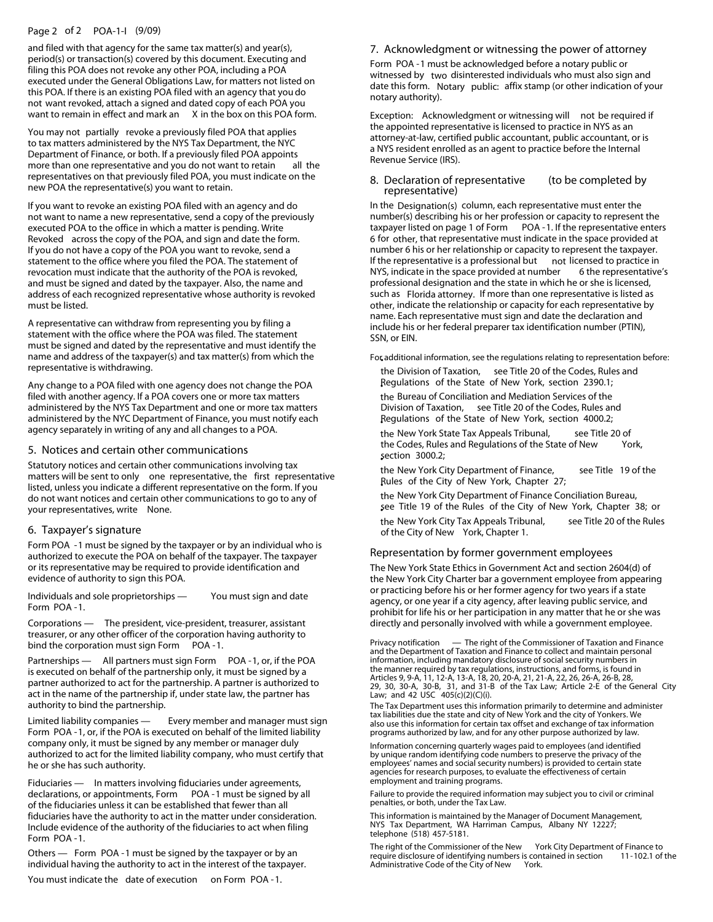and filed with that agency for the same tax matter(s) and year(s), period(s) or transaction(s) covered by this document. Executing and filing this POA does not revoke any other POA, including a POA executed under the General Obligations Law, for matters not listed on this POA. If there is an existing POA filed with an agency that you do not want revoked, attach a signed and dated copy of each POA you want to remain in effect and mark an X in the box on this POA form.

You may not partially revoke a previously filed POA that applies to tax matters administered by the NYS Tax Department, the NYC Department of Finance, or both. If a previously filed POA appoints more than one representative and you do not want to retain all the representatives on that previously filed POA, you must indicate on the new POA the representative(s) you want to retain.

If you want to revoke an existing POA filed with an agency and do not want to name a new representative, send a copy of the previously executed POA to the office in which a matter is pending. Write Revoked across the copy of the POA, and sign and date the form. If you do not have a copy of the POA you want to revoke, send a statement to the office where you filed the POA. The statement of revocation must indicate that the authority of the POA is revoked, and must be signed and dated by the taxpayer. Also, the name and address of each recognized representative whose authority is revoked must be listed.

A representative can withdraw from representing you by filing a statement with the office where the POA was filed. The statement must be signed and dated by the representative and must identify the name and address of the taxpayer(s) and tax matter(s) from which the representative is withdrawing.

Any change to a POA filed with one agency does not change the POA filed with another agency. If a POA covers one or more tax matters administered by the NYS Tax Department and one or more tax matters administered by the NYC Department of Finance, you must notify each agency separately in writing of any and all changes to a POA.

## 5. Notices and certain other communications

Statutory notices and certain other communications involving tax matters will be sent to only one representative, the first representative listed, unless you indicate a different representative on the form. If you do not want notices and certain other communications to go to any of your representatives, write None.

## 6. Taxpayer's signature

Form POA -1 must be signed by the taxpayer or by an individual who is authorized to execute the POA on behalf of the taxpayer. The taxpayer or its representative may be required to provide identification and evidence of authority to sign this POA.

Individuals and sole proprietorships — You must sign and date Form POA -1.

Corporations — The president, vice-president, treasurer, assistant treasurer, or any other officer of the corporation having authority to bind the corporation must sign Form POA -1.

Partnerships — All partners must sign Form POA -1, or, if the POA is executed on behalf of the partnership only, it must be signed by a partner authorized to act for the partnership. A partner is authorized to act in the name of the partnership if, under state law, the partner has authority to bind the partnership.

Limited liability companies — Every member and manager must sign Form POA -1, or, if the POA is executed on behalf of the limited liability company only, it must be signed by any member or manager duly authorized to act for the limited liability company, who must certify that he or she has such authority.

Fiduciaries — In matters involving fiduciaries under agreements, declarations, or appointments, Form POA -1 must be signed by all of the fiduciaries unless it can be established that fewer than all fiduciaries have the authority to act in the matter under consideration. Include evidence of the authority of the fiduciaries to act when filing Form POA -1.

Others — Form POA -1 must be signed by the taxpayer or by an individual having the authority to act in the interest of the taxpayer.

You must indicate the date of execution on Form POA -1.

## 7. Acknowledgment or witnessing the power of attorney

Form POA -1 must be acknowledged before a notary public or witnessed by two disinterested individuals who must also sign and date this form. Notary public: affix stamp (or other indication of your notary authority).

Exception: Acknowledgment or witnessing will not be required if the appointed representative is licensed to practice in NYS as an attorney-at-law, certified public accountant, public accountant, or is a NYS resident enrolled as an agent to practice before the Internal Revenue Service (IRS).

## 8. Declaration of representative (to be completed by representative)

In the Designation(s) column, each representative must enter the number(s) describing his or her profession or capacity to represent the taxpayer listed on page 1 of Form POA -1. If the representative enters 6 for other, that representative must indicate in the space provided at number 6 his or her relationship or capacity to represent the taxpayer. If the representative is a professional but not licensed to practice in NYS, indicate in the space provided at number 6 the representative's professional designation and the state in which he or she is licensed, such as Florida attorney. If more than one representative is listed as other, indicate the relationship or capacity for each representative by name. Each representative must sign and date the declaration and include his or her federal preparer tax identification number (PTIN), SSN, or EIN.

For additional information, see the regulations relating to representation before:

- the Division of Taxation, see Title 20 of the Codes, Rules and Regulations of the State of New York, section 2390.1;
- the Bureau of Conciliation and Mediation Services of the Division of Taxation, see Title 20 of the Codes, Rules and Regulations of the State of New York, section 4000.2;
- the New York State Tax Appeals Tribunal, see Title 20 of the Codes, Rules and Regulations of the State of New York, section 3000.2;
- the New York City Department of Finance, see Title 19 of the Rules of the City of New York, Chapter 27;
- the New York City Department of Finance Conciliation Bureau, see Title 19 of the Rules of the City of New York, Chapter 38; or
- the New York City Tax Appeals Tribunal, see Title 20 of the Rules of the City of New York, Chapter 1.

## Representation by former government employees

The New York State Ethics in Government Act and section 2604(d) of the New York City Charter bar a government employee from appearing or practicing before his or her former agency for two years if a state agency, or one year if a city agency, after leaving public service, and prohibit for life his or her participation in any matter that he or she was directly and personally involved with while a government employee.

Privacy notification — The right of the Commissioner of Taxation and Finance and the Department of Taxation and Finance to collect and maintain personal information, including mandatory disclosure of social security numbers in the manner required by tax regulations, instructions, and forms, is found in Articles 9, 9-A, 11, 12-A, 13-A, 18, 20, 20-A, 21, 21-A, 22, 26, 26-A, 26-B, 28, 29, 30, 30-A, 30-B, 31, and 31-B of the Tax Law; Article 2-E of the General City Law; and 42 USC 405(c)(2)(C)(i).

The Tax Department uses this information primarily to determine and administer tax liabilities due the state and city of New York and the city of Yonkers. We also use this information for certain tax offset and exchange of tax information programs authorized by law, and for any other purpose authorized by law.

Information concerning quarterly wages paid to employees (and identified by unique random identifying code numbers to preserve the privacy of the employees' names and social security numbers) is provided to certain state agencies for research purposes, to evaluate the effectiveness of certain employment and training programs.

Failure to provide the required information may subject you to civil or criminal penalties, or both, under the Tax Law.

This information is maintained by the Manager of Document Management, NYS Tax Department, WA Harriman Campus, Albany NY 12227; telephone (518) 457-5181.

The right of the Commissioner of the New York City Department of Finance to require disclosure of identifying numbers is contained in section 11-102.1 of the Administrative Code of the City of New York.